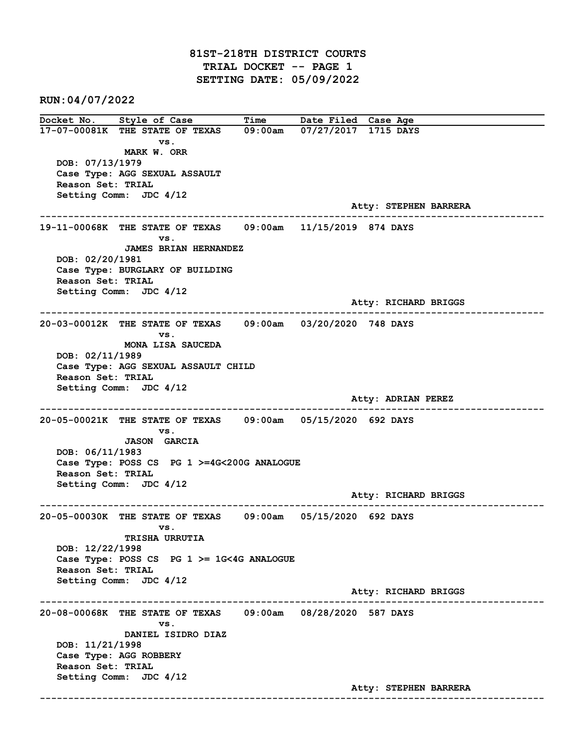# 81ST-218TH DISTRICT COURTS
## TRIAL DOCKET -- PAGE 1
## SETTING DATE: 05/09/2022

**RUN:04/07/2022**

| Docket No. | Style of Case | Time | Date Filed | Case Age |
|---|---|---|---|---|
| 17-07-00081K | THE STATE OF TEXAS vs. MARK W. ORR | 09:00am | 07/27/2017 | 1715 DAYS |

DOB: 07/13/1979
Case Type: AGG SEXUAL ASSAULT
Reason Set: TRIAL
Setting Comm: JDC 4/12
Atty: STEPHEN BARRERA

---

| Docket No. | Style of Case | Time | Date Filed | Case Age |
|---|---|---|---|---|
| 19-11-00068K | THE STATE OF TEXAS vs. JAMES BRIAN HERNANDEZ | 09:00am | 11/15/2019 | 874 DAYS |

DOB: 02/20/1981
Case Type: BURGLARY OF BUILDING
Reason Set: TRIAL
Setting Comm: JDC 4/12
Atty: RICHARD BRIGGS

---

| Docket No. | Style of Case | Time | Date Filed | Case Age |
|---|---|---|---|---|
| 20-03-00012K | THE STATE OF TEXAS vs. MONA LISA SAUCEDA | 09:00am | 03/20/2020 | 748 DAYS |

DOB: 02/11/1989
Case Type: AGG SEXUAL ASSAULT CHILD
Reason Set: TRIAL
Setting Comm: JDC 4/12
Atty: ADRIAN PEREZ

---

| Docket No. | Style of Case | Time | Date Filed | Case Age |
|---|---|---|---|---|
| 20-05-00021K | THE STATE OF TEXAS vs. JASON GARCIA | 09:00am | 05/15/2020 | 692 DAYS |

DOB: 06/11/1983
Case Type: POSS CS PG 1 >=4G<200G ANALOGUE
Reason Set: TRIAL
Setting Comm: JDC 4/12
Atty: RICHARD BRIGGS

---

| Docket No. | Style of Case | Time | Date Filed | Case Age |
|---|---|---|---|---|
| 20-05-00030K | THE STATE OF TEXAS vs. TRISHA URRUTIA | 09:00am | 05/15/2020 | 692 DAYS |

DOB: 12/22/1998
Case Type: POSS CS PG 1 >= 1G<4G ANALOGUE
Reason Set: TRIAL
Setting Comm: JDC 4/12
Atty: RICHARD BRIGGS

---

| Docket No. | Style of Case | Time | Date Filed | Case Age |
|---|---|---|---|---|
| 20-08-00068K | THE STATE OF TEXAS vs. DANIEL ISIDRO DIAZ | 09:00am | 08/28/2020 | 587 DAYS |

DOB: 11/21/1998
Case Type: AGG ROBBERY
Reason Set: TRIAL
Setting Comm: JDC 4/12
Atty: STEPHEN BARRERA

---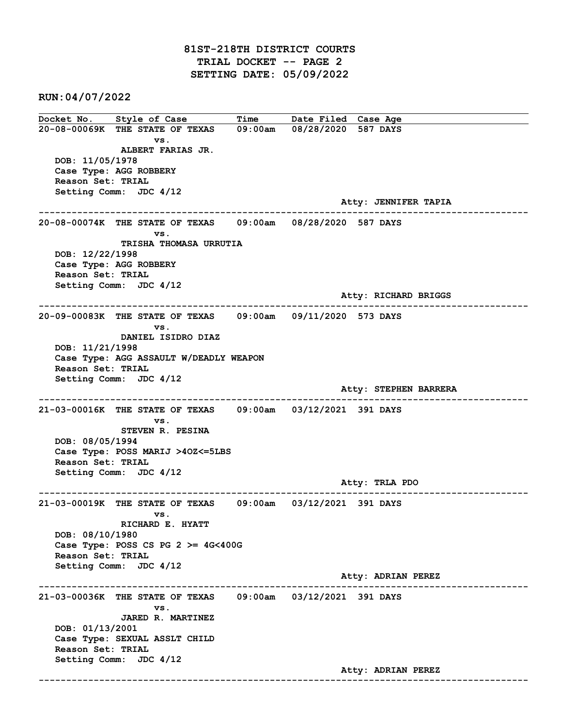# 81ST-218TH DISTRICT COURTS
## TRIAL DOCKET -- PAGE 2
## SETTING DATE: 05/09/2022

**RUN:04/07/2022**

| Docket No. | Style of Case | Time | Date Filed | Case Age |
|---|---|---|---|---|

**20-08-00069K** THE STATE OF TEXAS vs. ALBERT FARIAS JR. — 09:00am — 08/28/2020 — 587 DAYS

- DOB: 11/05/1978
- Case Type: AGG ROBBERY
- Reason Set: TRIAL
- Setting Comm: JDC 4/12
- Atty: JENNIFER TAPIA

---

**20-08-00074K** THE STATE OF TEXAS vs. TRISHA THOMASA URRUTIA — 09:00am — 08/28/2020 — 587 DAYS

- DOB: 12/22/1998
- Case Type: AGG ROBBERY
- Reason Set: TRIAL
- Setting Comm: JDC 4/12
- Atty: RICHARD BRIGGS

---

**20-09-00083K** THE STATE OF TEXAS vs. DANIEL ISIDRO DIAZ — 09:00am — 09/11/2020 — 573 DAYS

- DOB: 11/21/1998
- Case Type: AGG ASSAULT W/DEADLY WEAPON
- Reason Set: TRIAL
- Setting Comm: JDC 4/12
- Atty: STEPHEN BARRERA

---

**21-03-00016K** THE STATE OF TEXAS vs. STEVEN R. PESINA — 09:00am — 03/12/2021 — 391 DAYS

- DOB: 08/05/1994
- Case Type: POSS MARIJ >4OZ<=5LBS
- Reason Set: TRIAL
- Setting Comm: JDC 4/12
- Atty: TRLA PDO

---

**21-03-00019K** THE STATE OF TEXAS vs. RICHARD E. HYATT — 09:00am — 03/12/2021 — 391 DAYS

- DOB: 08/10/1980
- Case Type: POSS CS PG 2 >= 4G<400G
- Reason Set: TRIAL
- Setting Comm: JDC 4/12
- Atty: ADRIAN PEREZ

---

**21-03-00036K** THE STATE OF TEXAS vs. JARED R. MARTINEZ — 09:00am — 03/12/2021 — 391 DAYS

- DOB: 01/13/2001
- Case Type: SEXUAL ASSLT CHILD
- Reason Set: TRIAL
- Setting Comm: JDC 4/12
- Atty: ADRIAN PEREZ

---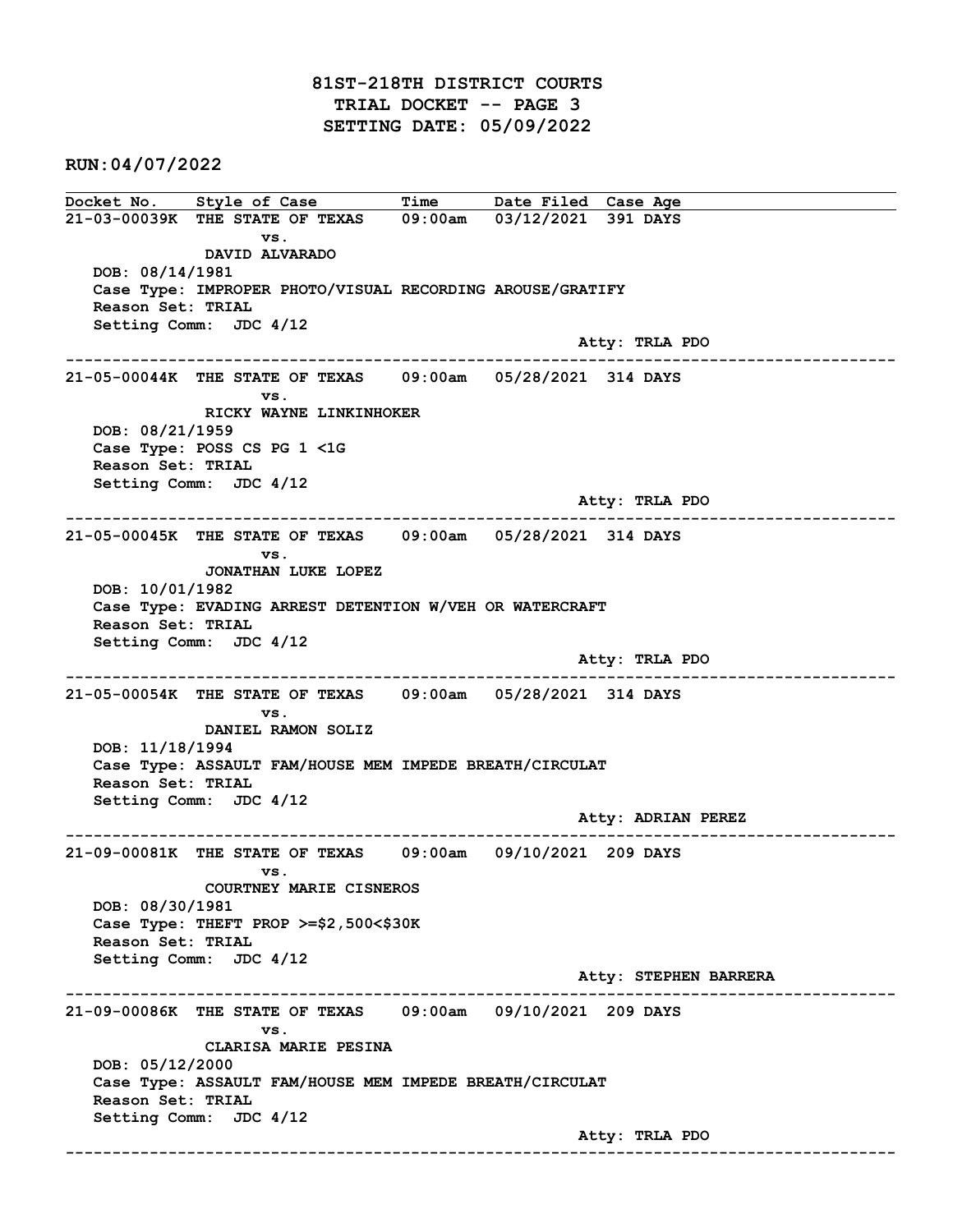# 81ST-218TH DISTRICT COURTS
## TRIAL DOCKET -- PAGE 3
## SETTING DATE: 05/09/2022

**RUN:04/07/2022**

| Docket No. | Style of Case | Time | Date Filed | Case Age |
|---|---|---|---|---|

**21-03-00039K** THE STATE OF TEXAS vs. DAVID ALVARADO — 09:00am — 03/12/2021 — 391 DAYS

DOB: 08/14/1981
Case Type: IMPROPER PHOTO/VISUAL RECORDING AROUSE/GRATIFY
Reason Set: TRIAL
Setting Comm: JDC 4/12
Atty: TRLA PDO

---

**21-05-00044K** THE STATE OF TEXAS vs. RICKY WAYNE LINKINHOKER — 09:00am — 05/28/2021 — 314 DAYS

DOB: 08/21/1959
Case Type: POSS CS PG 1 <1G
Reason Set: TRIAL
Setting Comm: JDC 4/12
Atty: TRLA PDO

---

**21-05-00045K** THE STATE OF TEXAS vs. JONATHAN LUKE LOPEZ — 09:00am — 05/28/2021 — 314 DAYS

DOB: 10/01/1982
Case Type: EVADING ARREST DETENTION W/VEH OR WATERCRAFT
Reason Set: TRIAL
Setting Comm: JDC 4/12
Atty: TRLA PDO

---

**21-05-00054K** THE STATE OF TEXAS vs. DANIEL RAMON SOLIZ — 09:00am — 05/28/2021 — 314 DAYS

DOB: 11/18/1994
Case Type: ASSAULT FAM/HOUSE MEM IMPEDE BREATH/CIRCULAT
Reason Set: TRIAL
Setting Comm: JDC 4/12
Atty: ADRIAN PEREZ

---

**21-09-00081K** THE STATE OF TEXAS vs. COURTNEY MARIE CISNEROS — 09:00am — 09/10/2021 — 209 DAYS

DOB: 08/30/1981
Case Type: THEFT PROP >=$2,500<$30K
Reason Set: TRIAL
Setting Comm: JDC 4/12
Atty: STEPHEN BARRERA

---

**21-09-00086K** THE STATE OF TEXAS vs. CLARISA MARIE PESINA — 09:00am — 09/10/2021 — 209 DAYS

DOB: 05/12/2000
Case Type: ASSAULT FAM/HOUSE MEM IMPEDE BREATH/CIRCULAT
Reason Set: TRIAL
Setting Comm: JDC 4/12
Atty: TRLA PDO

---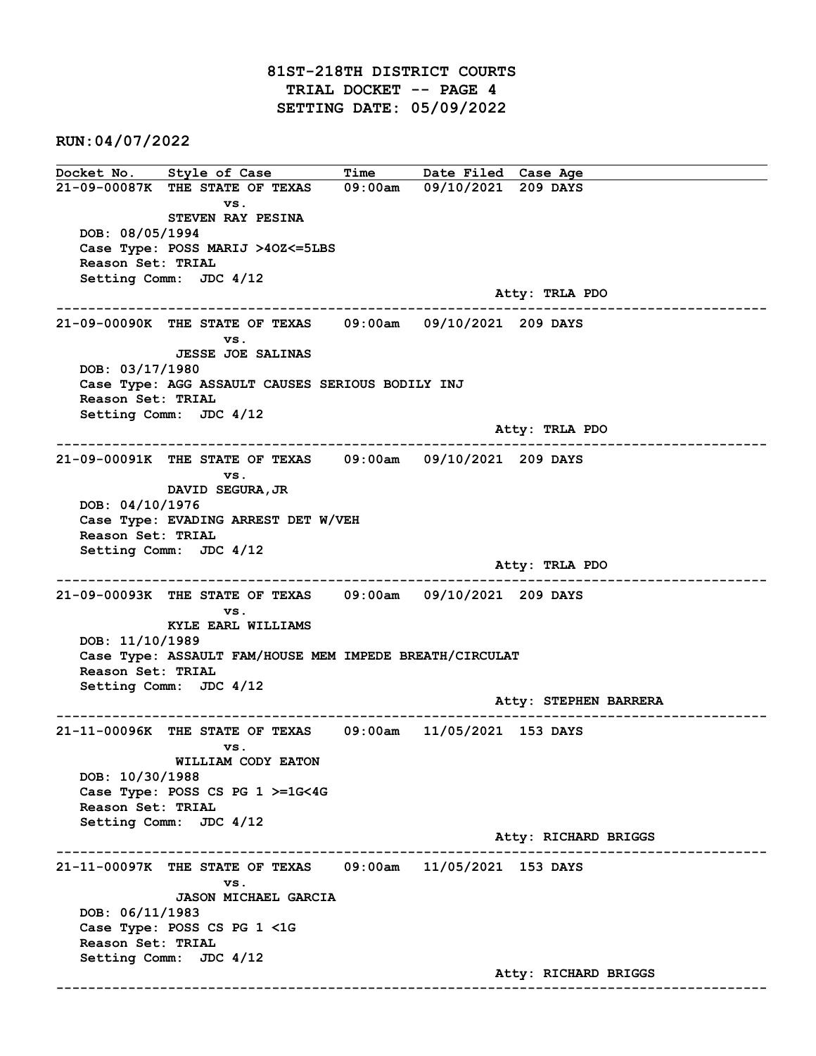# 81ST-218TH DISTRICT COURTS
## TRIAL DOCKET -- PAGE 4
## SETTING DATE: 05/09/2022

**RUN:04/07/2022**

| Docket No. | Style of Case | Time | Date Filed | Case Age |
|---|---|---|---|---|

**21-09-00087K** THE STATE OF TEXAS vs. STEVEN RAY PESINA — 09:00am — 09/10/2021 — 209 DAYS
DOB: 08/05/1994
Case Type: POSS MARIJ >4OZ<=5LBS
Reason Set: TRIAL
Setting Comm: JDC 4/12
Atty: TRLA PDO

---

**21-09-00090K** THE STATE OF TEXAS vs. JESSE JOE SALINAS — 09:00am — 09/10/2021 — 209 DAYS
DOB: 03/17/1980
Case Type: AGG ASSAULT CAUSES SERIOUS BODILY INJ
Reason Set: TRIAL
Setting Comm: JDC 4/12
Atty: TRLA PDO

---

**21-09-00091K** THE STATE OF TEXAS vs. DAVID SEGURA,JR — 09:00am — 09/10/2021 — 209 DAYS
DOB: 04/10/1976
Case Type: EVADING ARREST DET W/VEH
Reason Set: TRIAL
Setting Comm: JDC 4/12
Atty: TRLA PDO

---

**21-09-00093K** THE STATE OF TEXAS vs. KYLE EARL WILLIAMS — 09:00am — 09/10/2021 — 209 DAYS
DOB: 11/10/1989
Case Type: ASSAULT FAM/HOUSE MEM IMPEDE BREATH/CIRCULAT
Reason Set: TRIAL
Setting Comm: JDC 4/12
Atty: STEPHEN BARRERA

---

**21-11-00096K** THE STATE OF TEXAS vs. WILLIAM CODY EATON — 09:00am — 11/05/2021 — 153 DAYS
DOB: 10/30/1988
Case Type: POSS CS PG 1 >=1G<4G
Reason Set: TRIAL
Setting Comm: JDC 4/12
Atty: RICHARD BRIGGS

---

**21-11-00097K** THE STATE OF TEXAS vs. JASON MICHAEL GARCIA — 09:00am — 11/05/2021 — 153 DAYS
DOB: 06/11/1983
Case Type: POSS CS PG 1 <1G
Reason Set: TRIAL
Setting Comm: JDC 4/12
Atty: RICHARD BRIGGS

---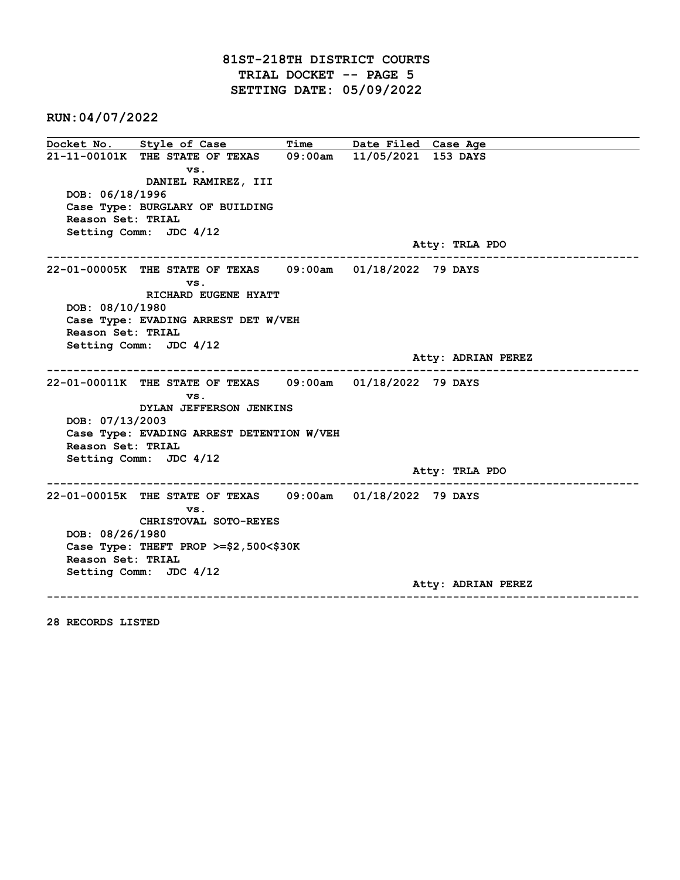# 81ST-218TH DISTRICT COURTS
## TRIAL DOCKET -- PAGE 5
## SETTING DATE: 05/09/2022

**RUN:04/07/2022**

| Docket No. | Style of Case | Time | Date Filed | Case Age |
|---|---|---|---|---|

**21-11-00101K** THE STATE OF TEXAS vs. DANIEL RAMIREZ, III — 09:00am — 11/05/2021 — 153 DAYS

DOB: 06/18/1996
Case Type: BURGLARY OF BUILDING
Reason Set: TRIAL
Setting Comm: JDC 4/12
Atty: TRLA PDO

---

**22-01-00005K** THE STATE OF TEXAS vs. RICHARD EUGENE HYATT — 09:00am — 01/18/2022 — 79 DAYS

DOB: 08/10/1980
Case Type: EVADING ARREST DET W/VEH
Reason Set: TRIAL
Setting Comm: JDC 4/12
Atty: ADRIAN PEREZ

---

**22-01-00011K** THE STATE OF TEXAS vs. DYLAN JEFFERSON JENKINS — 09:00am — 01/18/2022 — 79 DAYS

DOB: 07/13/2003
Case Type: EVADING ARREST DETENTION W/VEH
Reason Set: TRIAL
Setting Comm: JDC 4/12
Atty: TRLA PDO

---

**22-01-00015K** THE STATE OF TEXAS vs. CHRISTOVAL SOTO-REYES — 09:00am — 01/18/2022 — 79 DAYS

DOB: 08/26/1980
Case Type: THEFT PROP >=$2,500<$30K
Reason Set: TRIAL
Setting Comm: JDC 4/12
Atty: ADRIAN PEREZ

---

28 RECORDS LISTED